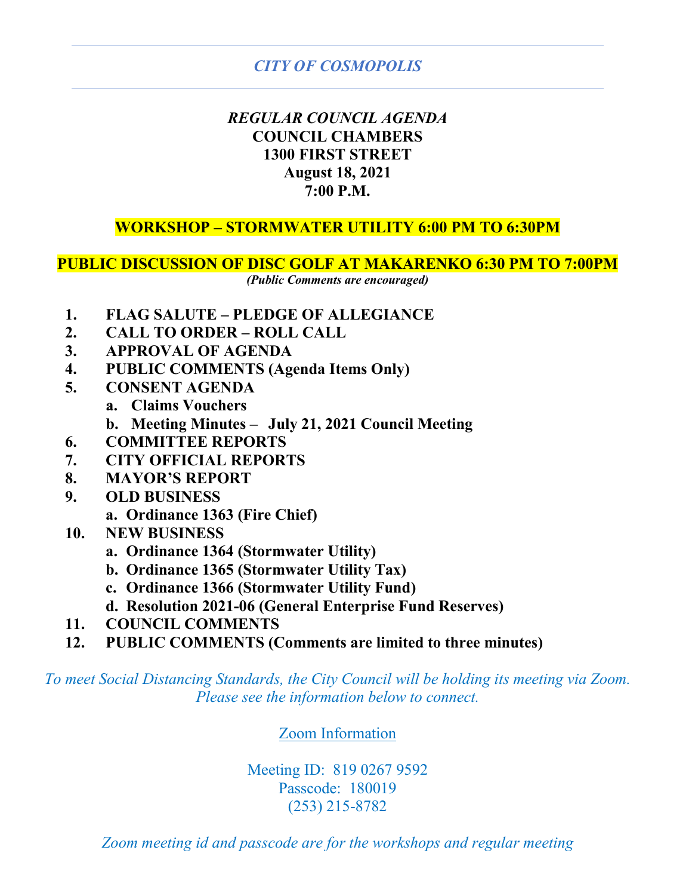# *CITY OF COSMOPOLIS*

***REGULAR COUNCIL AGENDA***
**COUNCIL CHAMBERS**
**1300 FIRST STREET**
**August 18, 2021**
**7:00 P.M.**

**WORKSHOP – STORMWATER UTILITY 6:00 PM TO 6:30PM**

**PUBLIC DISCUSSION OF DISC GOLF AT MAKARENKO 6:30 PM TO 7:00PM**
***(Public Comments are encouraged)***

1. **FLAG SALUTE – PLEDGE OF ALLEGIANCE**
2. **CALL TO ORDER – ROLL CALL**
3. **APPROVAL OF AGENDA**
4. **PUBLIC COMMENTS (Agenda Items Only)**
5. **CONSENT AGENDA**
   a. **Claims Vouchers**
   b. **Meeting Minutes – July 21, 2021 Council Meeting**
6. **COMMITTEE REPORTS**
7. **CITY OFFICIAL REPORTS**
8. **MAYOR'S REPORT**
9. **OLD BUSINESS**
   a. **Ordinance 1363 (Fire Chief)**
10. **NEW BUSINESS**
    a. **Ordinance 1364 (Stormwater Utility)**
    b. **Ordinance 1365 (Stormwater Utility Tax)**
    c. **Ordinance 1366 (Stormwater Utility Fund)**
    d. **Resolution 2021-06 (General Enterprise Fund Reserves)**
11. **COUNCIL COMMENTS**
12. **PUBLIC COMMENTS (Comments are limited to three minutes)**

*To meet Social Distancing Standards, the City Council will be holding its meeting via Zoom. Please see the information below to connect.*

Zoom Information

Meeting ID: 819 0267 9592
Passcode: 180019
(253) 215-8782

*Zoom meeting id and passcode are for the workshops and regular meeting*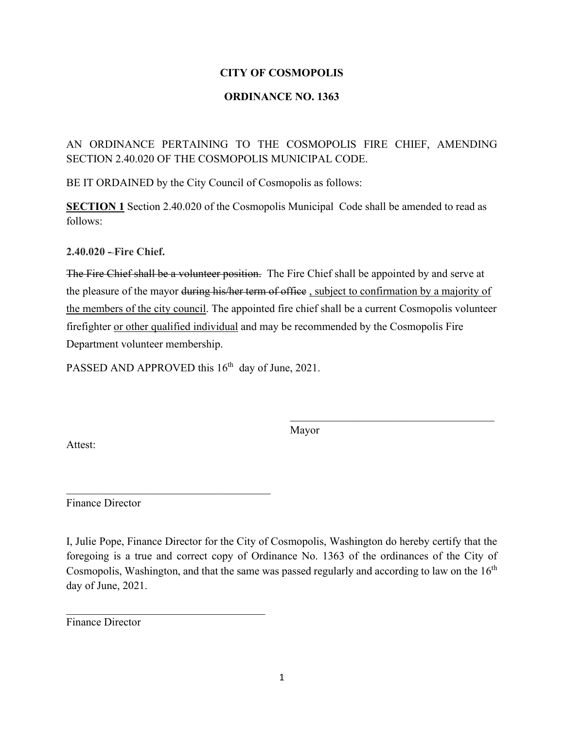**CITY OF COSMOPOLIS**

**ORDINANCE NO. 1363**

AN ORDINANCE PERTAINING TO THE COSMOPOLIS FIRE CHIEF, AMENDING SECTION 2.40.020 OF THE COSMOPOLIS MUNICIPAL CODE.

BE IT ORDAINED by the City Council of Cosmopolis as follows:

**SECTION 1** Section 2.40.020 of the Cosmopolis Municipal Code shall be amended to read as follows:

**2.40.020 – Fire Chief.**

~~The Fire Chief shall be a volunteer position.~~ The Fire Chief shall be appointed by and serve at the pleasure of the mayor ~~during his/her term of office~~ <u>, subject to confirmation by a majority of the members of the city council</u>. The appointed fire chief shall be a current Cosmopolis volunteer firefighter <u>or other qualified individual</u> and may be recommended by the Cosmopolis Fire Department volunteer membership.

PASSED AND APPROVED this 16th day of June, 2021.

\_\_\_\_\_\_\_\_\_\_\_\_\_\_\_\_\_\_\_\_\_\_\_\_\_\_\_\_\_\_\_\_\_\_\_\_\_\_

Mayor

Attest:

\_\_\_\_\_\_\_\_\_\_\_\_\_\_\_\_\_\_\_\_\_\_\_\_\_\_\_\_\_\_\_\_\_\_\_\_\_\_

Finance Director

I, Julie Pope, Finance Director for the City of Cosmopolis, Washington do hereby certify that the foregoing is a true and correct copy of Ordinance No. 1363 of the ordinances of the City of Cosmopolis, Washington, and that the same was passed regularly and according to law on the 16th day of June, 2021.

\_\_\_\_\_\_\_\_\_\_\_\_\_\_\_\_\_\_\_\_\_\_\_\_\_\_\_\_\_\_\_\_\_\_\_\_\_\_

Finance Director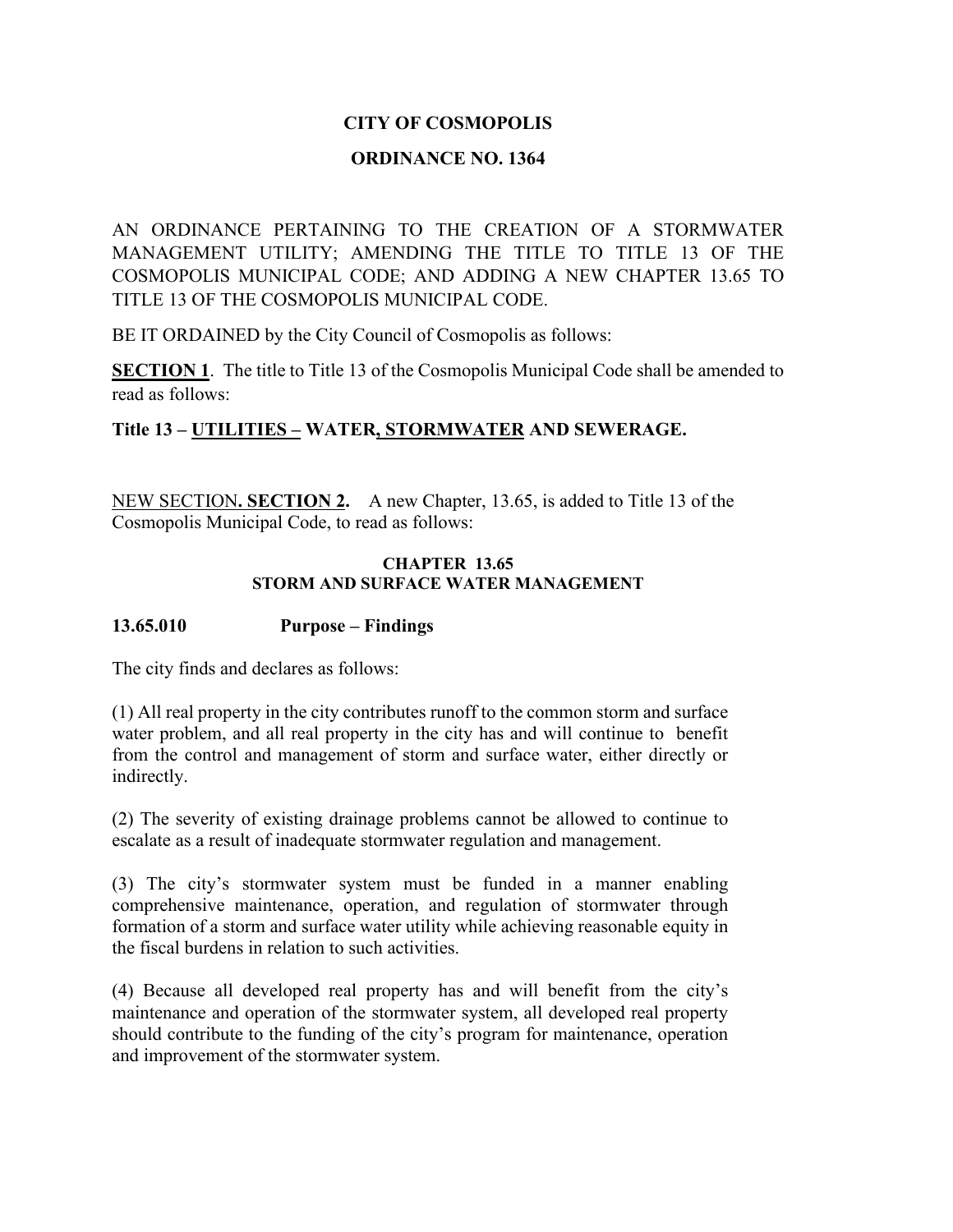**CITY OF COSMOPOLIS**

**ORDINANCE NO. 1364**

AN ORDINANCE PERTAINING TO THE CREATION OF A STORMWATER MANAGEMENT UTILITY; AMENDING THE TITLE TO TITLE 13 OF THE COSMOPOLIS MUNICIPAL CODE; AND ADDING A NEW CHAPTER 13.65 TO TITLE 13 OF THE COSMOPOLIS MUNICIPAL CODE.

BE IT ORDAINED by the City Council of Cosmopolis as follows:

**SECTION 1**. The title to Title 13 of the Cosmopolis Municipal Code shall be amended to read as follows:

**Title 13 – UTILITIES – WATER, STORMWATER AND SEWERAGE.**

NEW SECTION. **SECTION 2.** A new Chapter, 13.65, is added to Title 13 of the Cosmopolis Municipal Code, to read as follows:

**CHAPTER 13.65**
**STORM AND SURFACE WATER MANAGEMENT**

**13.65.010 Purpose – Findings**

The city finds and declares as follows:

(1) All real property in the city contributes runoff to the common storm and surface water problem, and all real property in the city has and will continue to benefit from the control and management of storm and surface water, either directly or indirectly.

(2) The severity of existing drainage problems cannot be allowed to continue to escalate as a result of inadequate stormwater regulation and management.

(3) The city's stormwater system must be funded in a manner enabling comprehensive maintenance, operation, and regulation of stormwater through formation of a storm and surface water utility while achieving reasonable equity in the fiscal burdens in relation to such activities.

(4) Because all developed real property has and will benefit from the city's maintenance and operation of the stormwater system, all developed real property should contribute to the funding of the city's program for maintenance, operation and improvement of the stormwater system.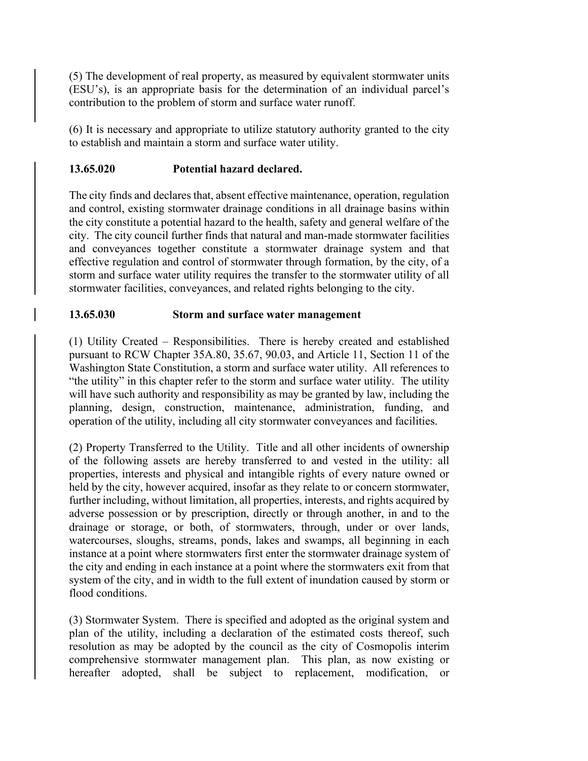(5) The development of real property, as measured by equivalent stormwater units (ESU's), is an appropriate basis for the determination of an individual parcel's contribution to the problem of storm and surface water runoff.

(6) It is necessary and appropriate to utilize statutory authority granted to the city to establish and maintain a storm and surface water utility.

**13.65.020 Potential hazard declared.**

The city finds and declares that, absent effective maintenance, operation, regulation and control, existing stormwater drainage conditions in all drainage basins within the city constitute a potential hazard to the health, safety and general welfare of the city. The city council further finds that natural and man-made stormwater facilities and conveyances together constitute a stormwater drainage system and that effective regulation and control of stormwater through formation, by the city, of a storm and surface water utility requires the transfer to the stormwater utility of all stormwater facilities, conveyances, and related rights belonging to the city.

**13.65.030 Storm and surface water management**

(1) Utility Created – Responsibilities. There is hereby created and established pursuant to RCW Chapter 35A.80, 35.67, 90.03, and Article 11, Section 11 of the Washington State Constitution, a storm and surface water utility. All references to "the utility" in this chapter refer to the storm and surface water utility. The utility will have such authority and responsibility as may be granted by law, including the planning, design, construction, maintenance, administration, funding, and operation of the utility, including all city stormwater conveyances and facilities.

(2) Property Transferred to the Utility. Title and all other incidents of ownership of the following assets are hereby transferred to and vested in the utility: all properties, interests and physical and intangible rights of every nature owned or held by the city, however acquired, insofar as they relate to or concern stormwater, further including, without limitation, all properties, interests, and rights acquired by adverse possession or by prescription, directly or through another, in and to the drainage or storage, or both, of stormwaters, through, under or over lands, watercourses, sloughs, streams, ponds, lakes and swamps, all beginning in each instance at a point where stormwaters first enter the stormwater drainage system of the city and ending in each instance at a point where the stormwaters exit from that system of the city, and in width to the full extent of inundation caused by storm or flood conditions.

(3) Stormwater System. There is specified and adopted as the original system and plan of the utility, including a declaration of the estimated costs thereof, such resolution as may be adopted by the council as the city of Cosmopolis interim comprehensive stormwater management plan. This plan, as now existing or hereafter adopted, shall be subject to replacement, modification, or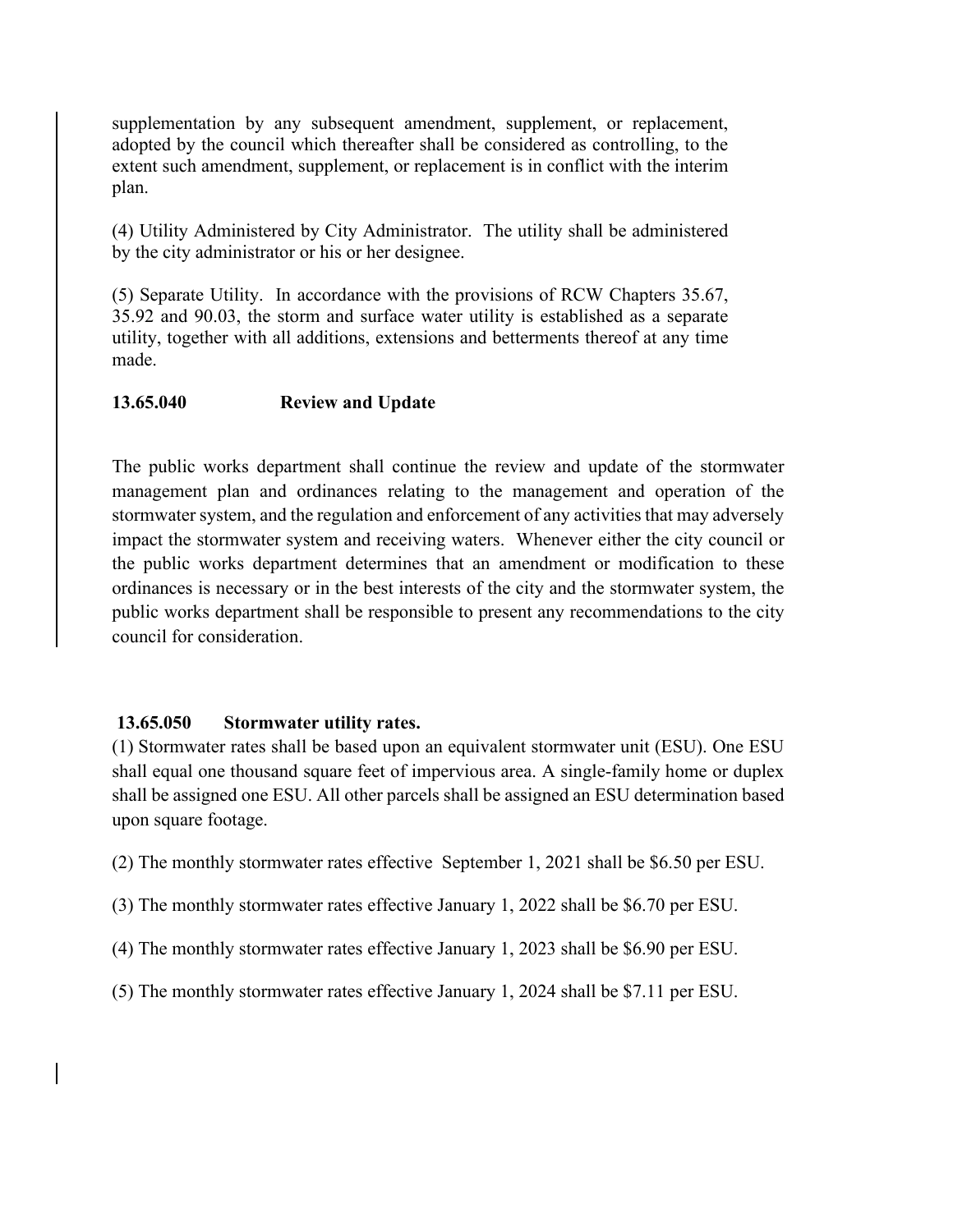supplementation by any subsequent amendment, supplement, or replacement, adopted by the council which thereafter shall be considered as controlling, to the extent such amendment, supplement, or replacement is in conflict with the interim plan.

(4) Utility Administered by City Administrator. The utility shall be administered by the city administrator or his or her designee.

(5) Separate Utility. In accordance with the provisions of RCW Chapters 35.67, 35.92 and 90.03, the storm and surface water utility is established as a separate utility, together with all additions, extensions and betterments thereof at any time made.

**13.65.040 Review and Update**

The public works department shall continue the review and update of the stormwater management plan and ordinances relating to the management and operation of the stormwater system, and the regulation and enforcement of any activities that may adversely impact the stormwater system and receiving waters. Whenever either the city council or the public works department determines that an amendment or modification to these ordinances is necessary or in the best interests of the city and the stormwater system, the public works department shall be responsible to present any recommendations to the city council for consideration.

**13.65.050 Stormwater utility rates.**

(1) Stormwater rates shall be based upon an equivalent stormwater unit (ESU). One ESU shall equal one thousand square feet of impervious area. A single-family home or duplex shall be assigned one ESU. All other parcels shall be assigned an ESU determination based upon square footage.

(2) The monthly stormwater rates effective September 1, 2021 shall be $6.50 per ESU.

(3) The monthly stormwater rates effective January 1, 2022 shall be $6.70 per ESU.

(4) The monthly stormwater rates effective January 1, 2023 shall be $6.90 per ESU.

(5) The monthly stormwater rates effective January 1, 2024 shall be $7.11 per ESU.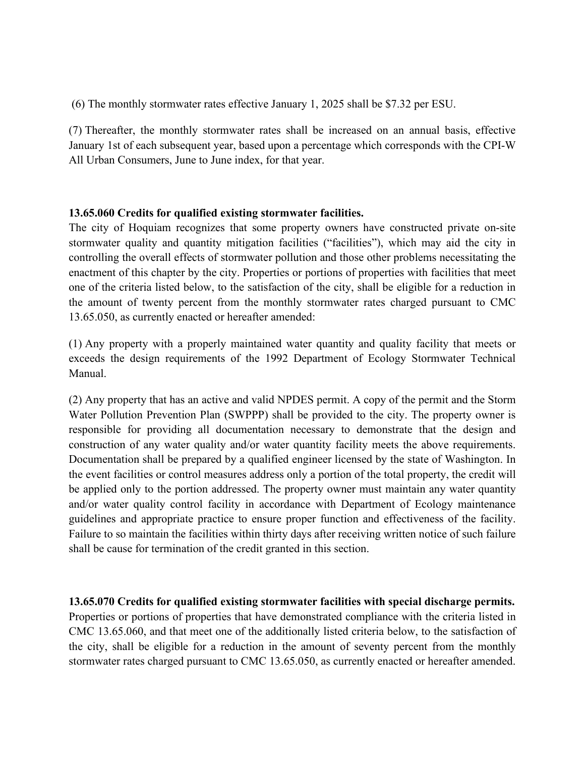(6) The monthly stormwater rates effective January 1, 2025 shall be $7.32 per ESU.

(7) Thereafter, the monthly stormwater rates shall be increased on an annual basis, effective January 1st of each subsequent year, based upon a percentage which corresponds with the CPI-W All Urban Consumers, June to June index, for that year.

**13.65.060 Credits for qualified existing stormwater facilities.**

The city of Hoquiam recognizes that some property owners have constructed private on-site stormwater quality and quantity mitigation facilities ("facilities"), which may aid the city in controlling the overall effects of stormwater pollution and those other problems necessitating the enactment of this chapter by the city. Properties or portions of properties with facilities that meet one of the criteria listed below, to the satisfaction of the city, shall be eligible for a reduction in the amount of twenty percent from the monthly stormwater rates charged pursuant to CMC 13.65.050, as currently enacted or hereafter amended:

(1) Any property with a properly maintained water quantity and quality facility that meets or exceeds the design requirements of the 1992 Department of Ecology Stormwater Technical Manual.

(2) Any property that has an active and valid NPDES permit. A copy of the permit and the Storm Water Pollution Prevention Plan (SWPPP) shall be provided to the city. The property owner is responsible for providing all documentation necessary to demonstrate that the design and construction of any water quality and/or water quantity facility meets the above requirements. Documentation shall be prepared by a qualified engineer licensed by the state of Washington. In the event facilities or control measures address only a portion of the total property, the credit will be applied only to the portion addressed. The property owner must maintain any water quantity and/or water quality control facility in accordance with Department of Ecology maintenance guidelines and appropriate practice to ensure proper function and effectiveness of the facility. Failure to so maintain the facilities within thirty days after receiving written notice of such failure shall be cause for termination of the credit granted in this section.

**13.65.070 Credits for qualified existing stormwater facilities with special discharge permits.**

Properties or portions of properties that have demonstrated compliance with the criteria listed in CMC 13.65.060, and that meet one of the additionally listed criteria below, to the satisfaction of the city, shall be eligible for a reduction in the amount of seventy percent from the monthly stormwater rates charged pursuant to CMC 13.65.050, as currently enacted or hereafter amended.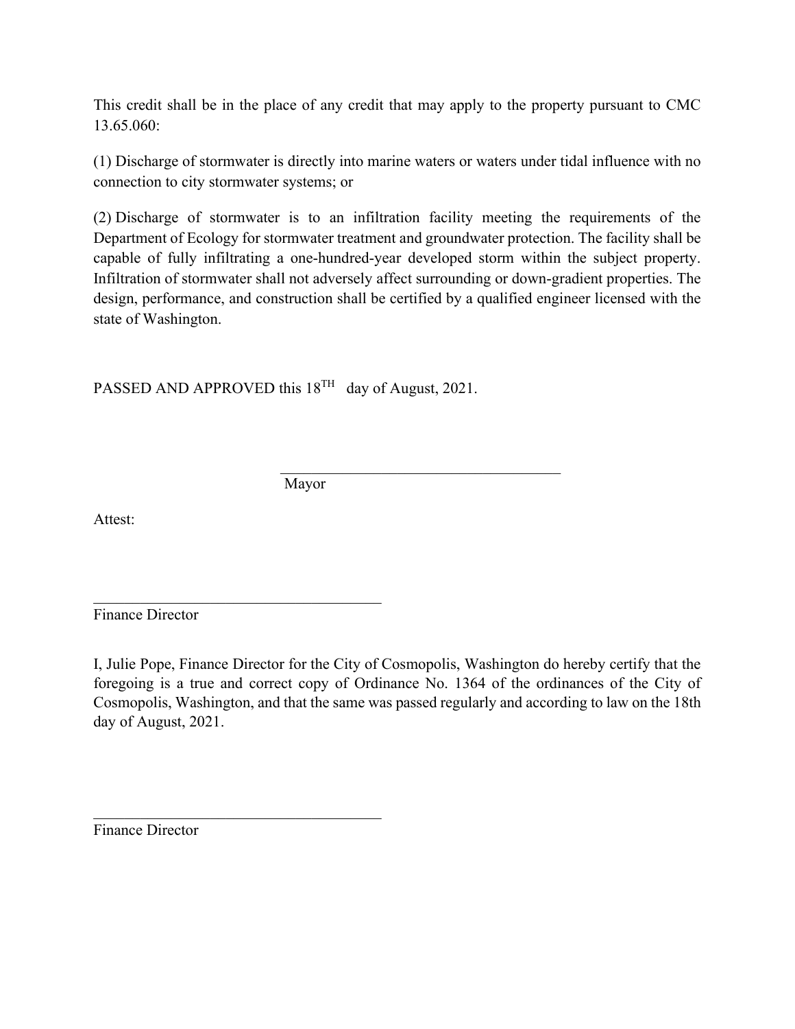This credit shall be in the place of any credit that may apply to the property pursuant to CMC 13.65.060:

(1) Discharge of stormwater is directly into marine waters or waters under tidal influence with no connection to city stormwater systems; or

(2) Discharge of stormwater is to an infiltration facility meeting the requirements of the Department of Ecology for stormwater treatment and groundwater protection. The facility shall be capable of fully infiltrating a one-hundred-year developed storm within the subject property. Infiltration of stormwater shall not adversely affect surrounding or down-gradient properties. The design, performance, and construction shall be certified by a qualified engineer licensed with the state of Washington.

PASSED AND APPROVED this 18TH day of August, 2021.

\_\_\_\_\_\_\_\_\_\_\_\_\_\_\_\_\_\_\_\_\_\_\_\_\_\_\_\_\_\_\_\_\_\_\_\_\_\_

Mayor

Attest:

\_\_\_\_\_\_\_\_\_\_\_\_\_\_\_\_\_\_\_\_\_\_\_\_\_\_\_\_\_\_\_\_\_\_\_\_\_\_

Finance Director

I, Julie Pope, Finance Director for the City of Cosmopolis, Washington do hereby certify that the foregoing is a true and correct copy of Ordinance No. 1364 of the ordinances of the City of Cosmopolis, Washington, and that the same was passed regularly and according to law on the 18th day of August, 2021.

\_\_\_\_\_\_\_\_\_\_\_\_\_\_\_\_\_\_\_\_\_\_\_\_\_\_\_\_\_\_\_\_\_\_\_\_\_\_

Finance Director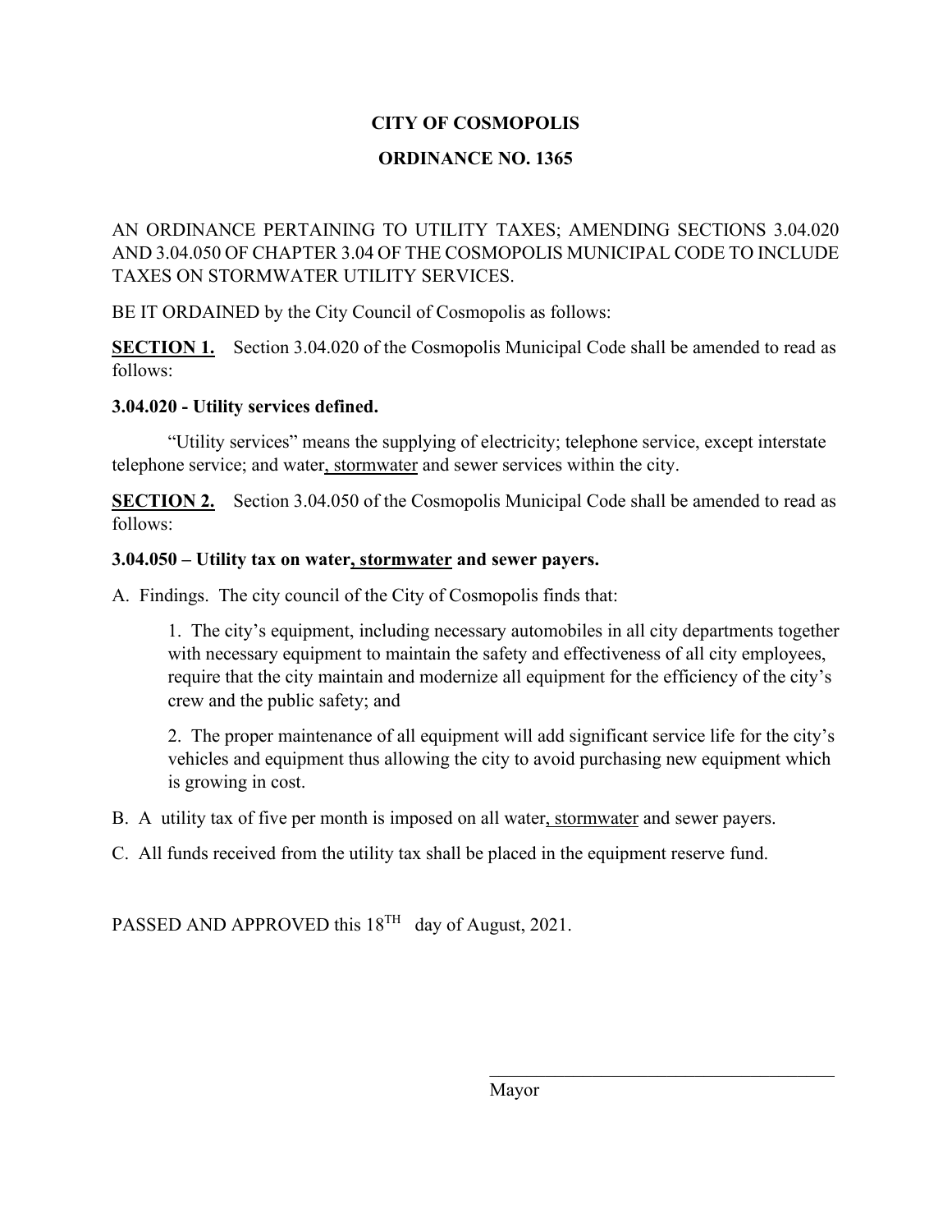# CITY OF COSMOPOLIS

## ORDINANCE NO. 1365

AN ORDINANCE PERTAINING TO UTILITY TAXES; AMENDING SECTIONS 3.04.020 AND 3.04.050 OF CHAPTER 3.04 OF THE COSMOPOLIS MUNICIPAL CODE TO INCLUDE TAXES ON STORMWATER UTILITY SERVICES.

BE IT ORDAINED by the City Council of Cosmopolis as follows:

**SECTION 1.** Section 3.04.020 of the Cosmopolis Municipal Code shall be amended to read as follows:

**3.04.020 - Utility services defined.**

"Utility services" means the supplying of electricity; telephone service, except interstate telephone service; and water<u>, stormwater</u> and sewer services within the city.

**SECTION 2.** Section 3.04.050 of the Cosmopolis Municipal Code shall be amended to read as follows:

**3.04.050 – Utility tax on water<u>, stormwater</u> and sewer payers.**

A. Findings. The city council of the City of Cosmopolis finds that:

1. The city's equipment, including necessary automobiles in all city departments together with necessary equipment to maintain the safety and effectiveness of all city employees, require that the city maintain and modernize all equipment for the efficiency of the city's crew and the public safety; and

2. The proper maintenance of all equipment will add significant service life for the city's vehicles and equipment thus allowing the city to avoid purchasing new equipment which is growing in cost.

B. A utility tax of five per month is imposed on all water<u>, stormwater</u> and sewer payers.

C. All funds received from the utility tax shall be placed in the equipment reserve fund.

PASSED AND APPROVED this 18TH day of August, 2021.

\_\_\_\_\_\_\_\_\_\_\_\_\_\_\_\_\_\_\_\_\_\_\_\_\_\_\_\_\_\_\_\_\_\_\_\_\_\_\_\_

Mayor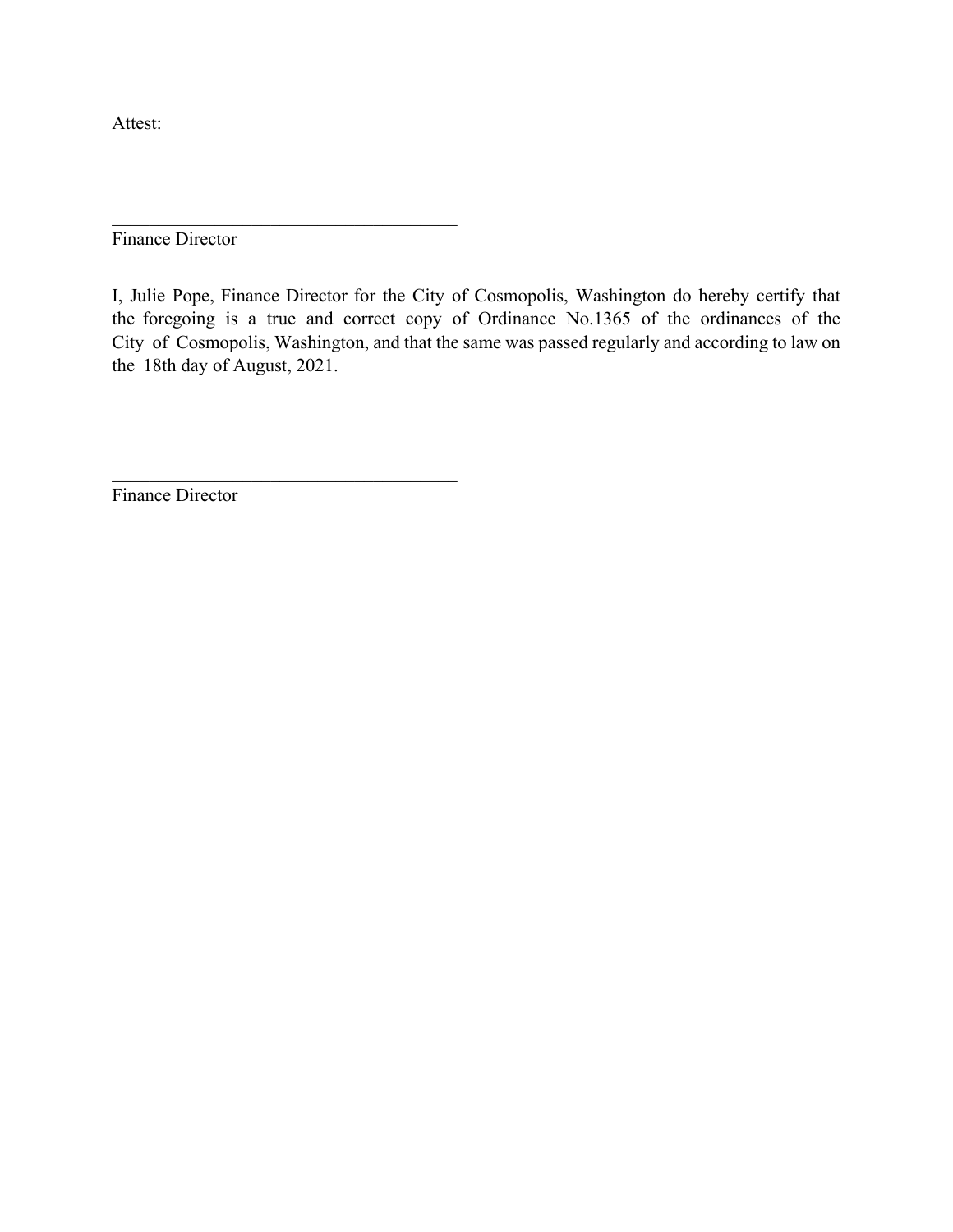Attest:

\_\_\_\_\_\_\_\_\_\_\_\_\_\_\_\_\_\_\_\_\_\_\_\_\_\_\_\_\_\_\_\_\_\_\_\_\_\_\_\_

Finance Director

I, Julie Pope, Finance Director for the City of Cosmopolis, Washington do hereby certify that the foregoing is a true and correct copy of Ordinance No.1365 of the ordinances of the City of Cosmopolis, Washington, and that the same was passed regularly and according to law on the 18th day of August, 2021.

\_\_\_\_\_\_\_\_\_\_\_\_\_\_\_\_\_\_\_\_\_\_\_\_\_\_\_\_\_\_\_\_\_\_\_\_\_\_\_\_

Finance Director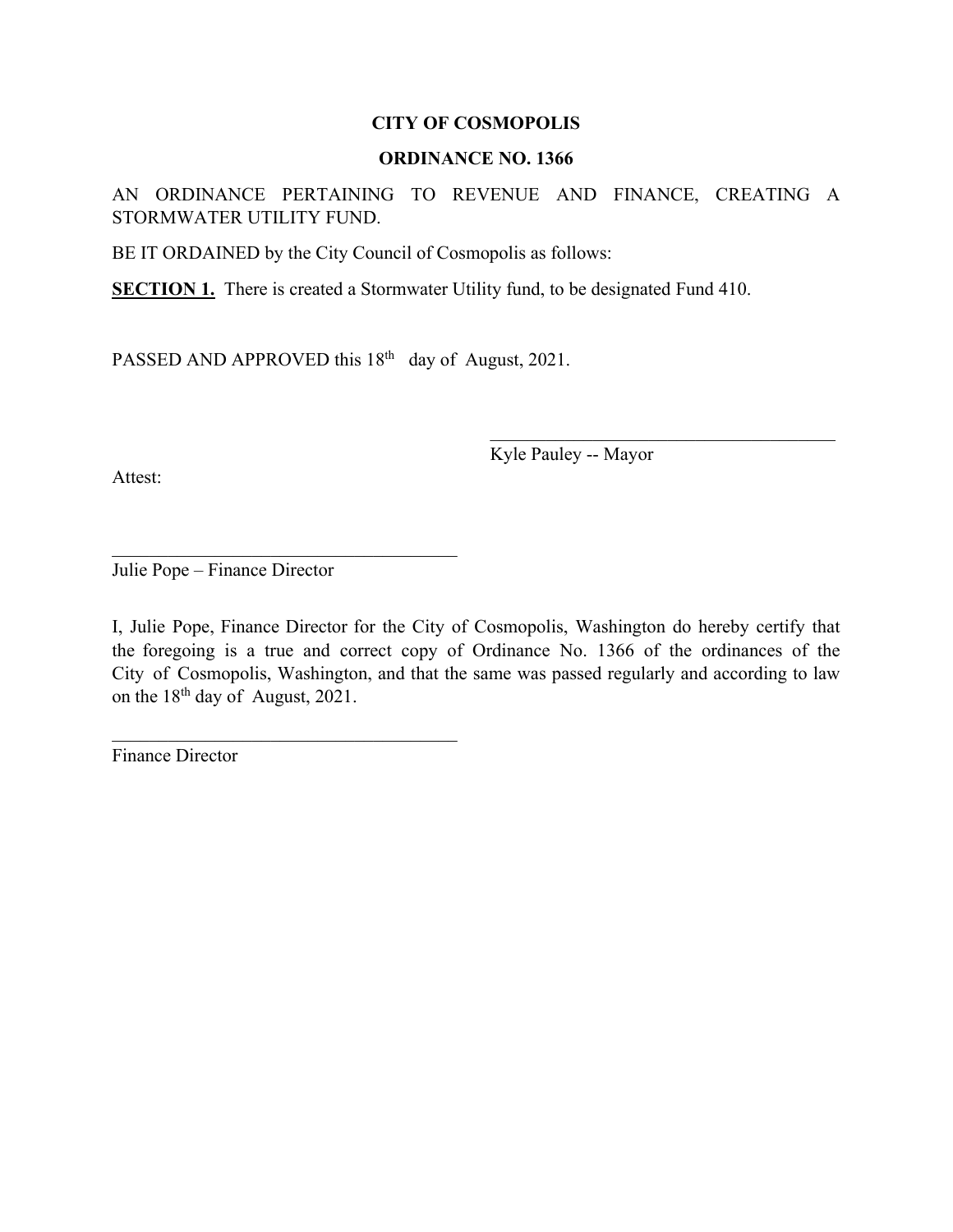**CITY OF COSMOPOLIS**

**ORDINANCE NO. 1366**

AN ORDINANCE PERTAINING TO REVENUE AND FINANCE, CREATING A STORMWATER UTILITY FUND.

BE IT ORDAINED by the City Council of Cosmopolis as follows:

**SECTION 1.** There is created a Stormwater Utility fund, to be designated Fund 410.

PASSED AND APPROVED this 18th day of August, 2021.

\_\_\_\_\_\_\_\_\_\_\_\_\_\_\_\_\_\_\_\_\_\_\_\_\_\_\_\_\_\_\_\_\_\_\_\_\_\_\_\_

Kyle Pauley -- Mayor

Attest:

\_\_\_\_\_\_\_\_\_\_\_\_\_\_\_\_\_\_\_\_\_\_\_\_\_\_\_\_\_\_\_\_\_\_\_\_\_\_\_\_

Julie Pope – Finance Director

I, Julie Pope, Finance Director for the City of Cosmopolis, Washington do hereby certify that the foregoing is a true and correct copy of Ordinance No. 1366 of the ordinances of the City of Cosmopolis, Washington, and that the same was passed regularly and according to law on the 18th day of August, 2021.

\_\_\_\_\_\_\_\_\_\_\_\_\_\_\_\_\_\_\_\_\_\_\_\_\_\_\_\_\_\_\_\_\_\_\_\_\_\_\_\_

Finance Director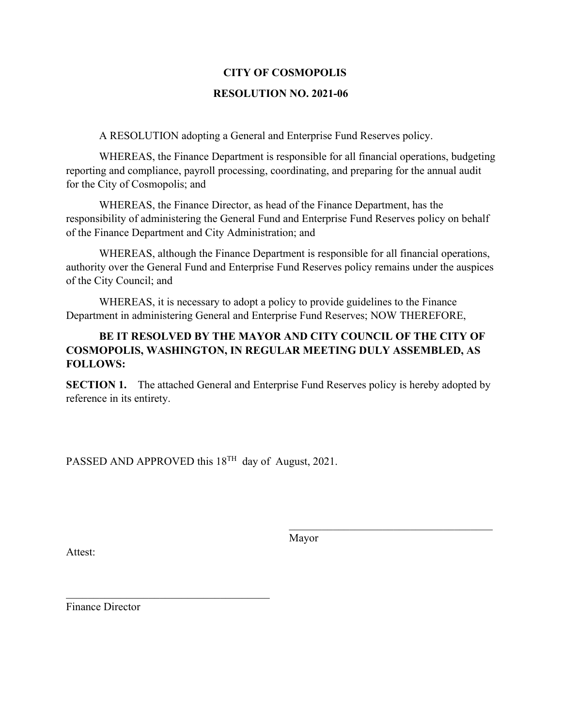# CITY OF COSMOPOLIS

## RESOLUTION NO. 2021-06

A RESOLUTION adopting a General and Enterprise Fund Reserves policy.

WHEREAS, the Finance Department is responsible for all financial operations, budgeting reporting and compliance, payroll processing, coordinating, and preparing for the annual audit for the City of Cosmopolis; and

WHEREAS, the Finance Director, as head of the Finance Department, has the responsibility of administering the General Fund and Enterprise Fund Reserves policy on behalf of the Finance Department and City Administration; and

WHEREAS, although the Finance Department is responsible for all financial operations, authority over the General Fund and Enterprise Fund Reserves policy remains under the auspices of the City Council; and

WHEREAS, it is necessary to adopt a policy to provide guidelines to the Finance Department in administering General and Enterprise Fund Reserves; NOW THEREFORE,

**BE IT RESOLVED BY THE MAYOR AND CITY COUNCIL OF THE CITY OF COSMOPOLIS, WASHINGTON, IN REGULAR MEETING DULY ASSEMBLED, AS FOLLOWS:**

**SECTION 1.** The attached General and Enterprise Fund Reserves policy is hereby adopted by reference in its entirety.

PASSED AND APPROVED this 18TH day of August, 2021.

\_\_\_\_\_\_\_\_\_\_\_\_\_\_\_\_\_\_\_\_\_\_\_\_\_\_\_\_\_\_\_\_\_\_\_\_\_\_\_\_

Mayor

Attest:

\_\_\_\_\_\_\_\_\_\_\_\_\_\_\_\_\_\_\_\_\_\_\_\_\_\_\_\_\_\_\_\_\_\_\_\_\_\_\_\_

Finance Director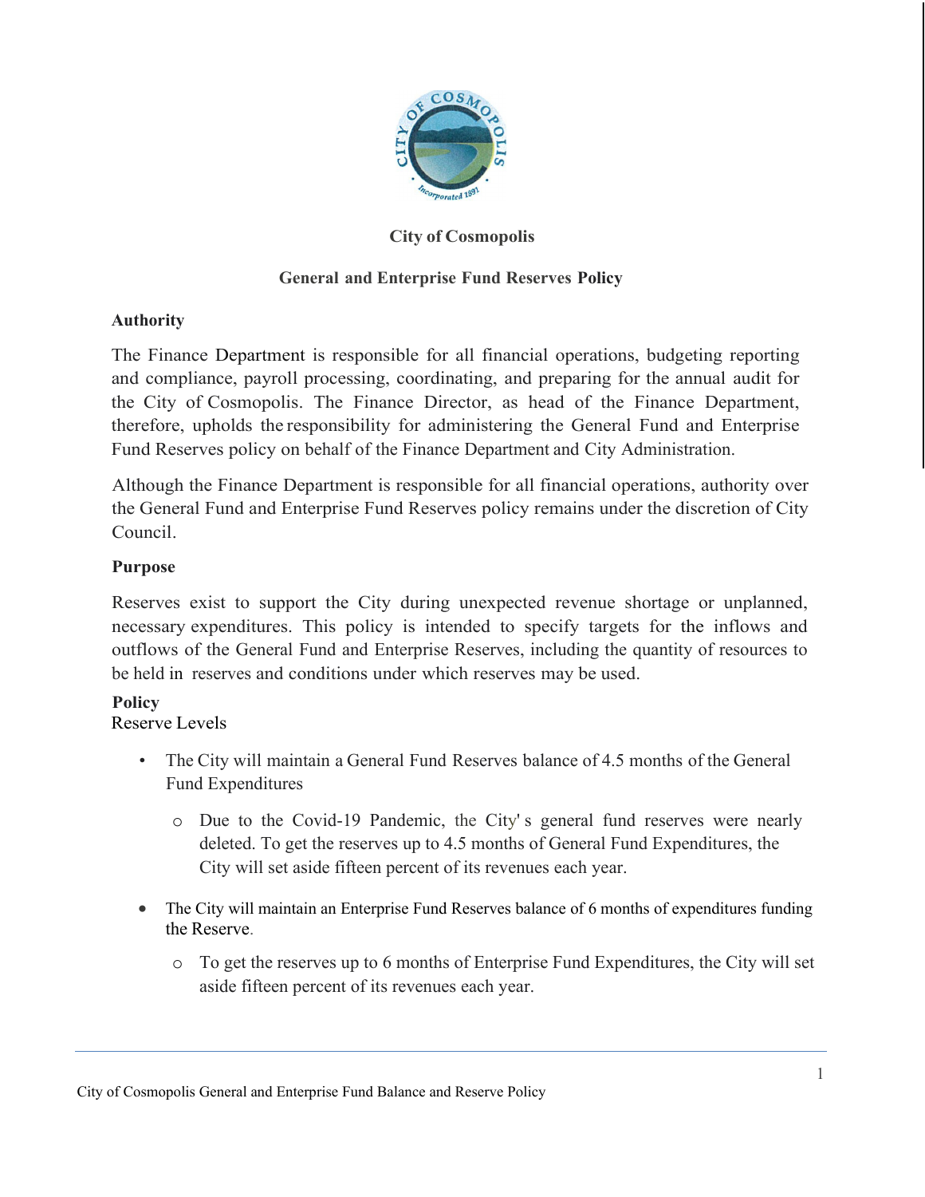# City of Cosmopolis

## General and Enterprise Fund Reserves Policy

**Authority**

The Finance Department is responsible for all financial operations, budgeting reporting and compliance, payroll processing, coordinating, and preparing for the annual audit for the City of Cosmopolis. The Finance Director, as head of the Finance Department, therefore, upholds the responsibility for administering the General Fund and Enterprise Fund Reserves policy on behalf of the Finance Department and City Administration.

Although the Finance Department is responsible for all financial operations, authority over the General Fund and Enterprise Fund Reserves policy remains under the discretion of City Council.

**Purpose**

Reserves exist to support the City during unexpected revenue shortage or unplanned, necessary expenditures. This policy is intended to specify targets for the inflows and outflows of the General Fund and Enterprise Reserves, including the quantity of resources to be held in reserves and conditions under which reserves may be used.

**Policy**

Reserve Levels

- The City will maintain a General Fund Reserves balance of 4.5 months of the General Fund Expenditures
  - Due to the Covid-19 Pandemic, the City' s general fund reserves were nearly deleted. To get the reserves up to 4.5 months of General Fund Expenditures, the City will set aside fifteen percent of its revenues each year.
- The City will maintain an Enterprise Fund Reserves balance of 6 months of expenditures funding the Reserve.
  - To get the reserves up to 6 months of Enterprise Fund Expenditures, the City will set aside fifteen percent of its revenues each year.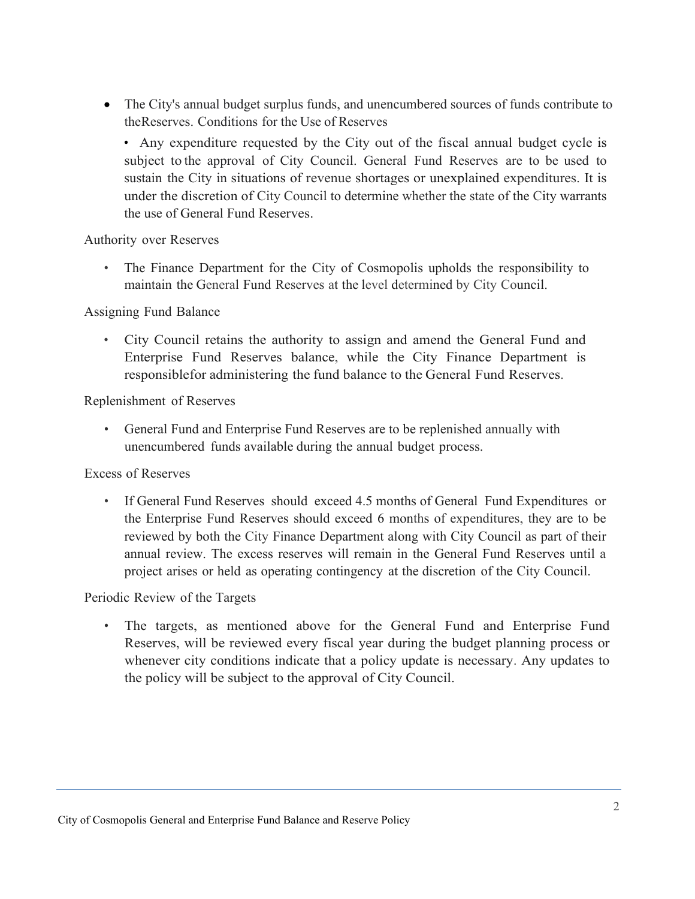- The City's annual budget surplus funds, and unencumbered sources of funds contribute to theReserves. Conditions for the Use of Reserves

  • Any expenditure requested by the City out of the fiscal annual budget cycle is subject to the approval of City Council. General Fund Reserves are to be used to sustain the City in situations of revenue shortages or unexplained expenditures. It is under the discretion of City Council to determine whether the state of the City warrants the use of General Fund Reserves.

Authority over Reserves

- The Finance Department for the City of Cosmopolis upholds the responsibility to maintain the General Fund Reserves at the level determined by City Council.

Assigning Fund Balance

- City Council retains the authority to assign and amend the General Fund and Enterprise Fund Reserves balance, while the City Finance Department is responsiblefor administering the fund balance to the General Fund Reserves.

Replenishment of Reserves

- General Fund and Enterprise Fund Reserves are to be replenished annually with unencumbered funds available during the annual budget process.

Excess of Reserves

- If General Fund Reserves should exceed 4.5 months of General Fund Expenditures or the Enterprise Fund Reserves should exceed 6 months of expenditures, they are to be reviewed by both the City Finance Department along with City Council as part of their annual review. The excess reserves will remain in the General Fund Reserves until a project arises or held as operating contingency at the discretion of the City Council.

Periodic Review of the Targets

- The targets, as mentioned above for the General Fund and Enterprise Fund Reserves, will be reviewed every fiscal year during the budget planning process or whenever city conditions indicate that a policy update is necessary. Any updates to the policy will be subject to the approval of City Council.